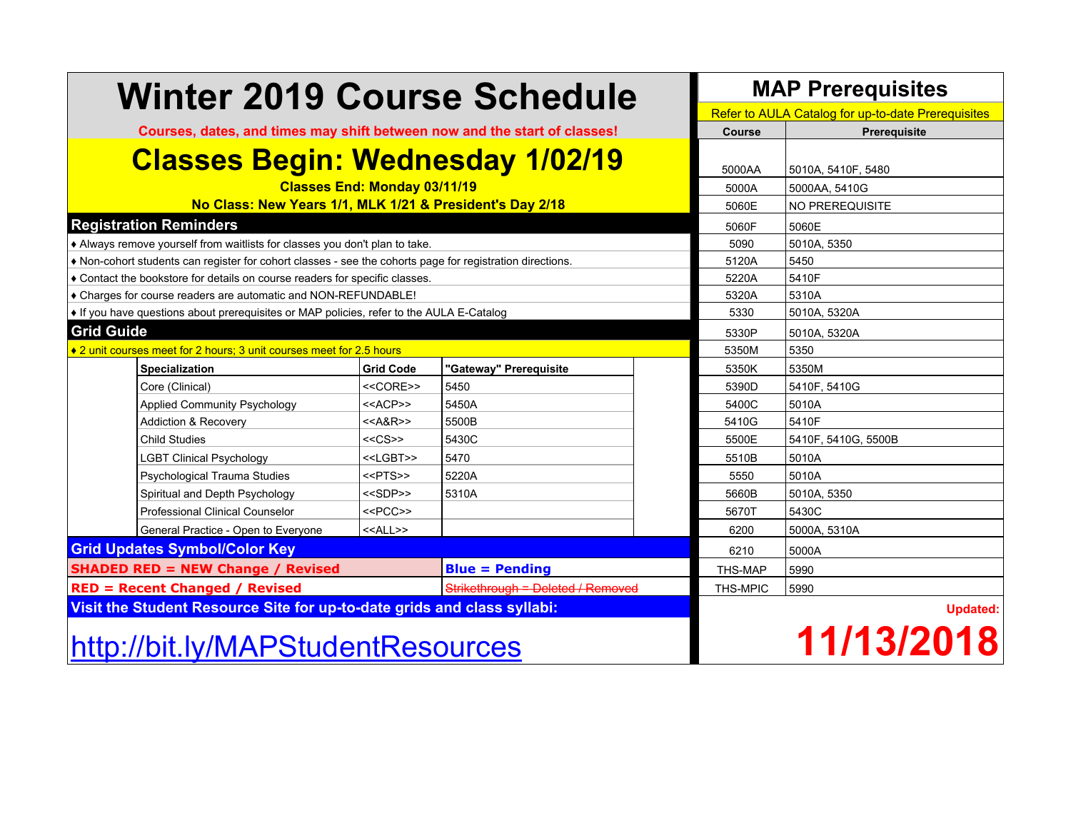# Winter 2019 Course Schedule

**Courses, dates, and times may shift between now and the start of classes!**

# Classes Begin: Wednesday 1/02/19

**Classes End: Monday 03/11/19**

**No Class: New Years 1/1, MLK 1/21 & President's Day 2/18**

## Registration Reminders

- ♦ Always remove yourself from waitlists for classes you don't plan to take.
- ♦ Non-cohort students can register for cohort classes - see the cohorts page for registration directions.
- ♦ Contact the bookstore for details on course readers for specific classes.
- ♦ Charges for course readers are automatic and NON-REFUNDABLE!
- ♦ If you have questions about prerequisites or MAP policies, refer to the AULA E-Catalog

## Grid Guide

♦ 2 unit courses meet for 2 hours; 3 unit courses meet for 2.5 hours

| Specialization | Grid Code | "Gateway" Prerequisite |
|---|---|---|
| Core (Clinical) | <<CORE>> | 5450 |
| Applied Community Psychology | <<ACP>> | 5450A |
| Addiction & Recovery | <<A&R>> | 5500B |
| Child Studies | <<CS>> | 5430C |
| LGBT Clinical Psychology | <<LGBT>> | 5470 |
| Psychological Trauma Studies | <<PTS>> | 5220A |
| Spiritual and Depth Psychology | <<SDP>> | 5310A |
| Professional Clinical Counselor | <<PCC>> | |
| General Practice - Open to Everyone | <<ALL>> | |

## Grid Updates Symbol/Color Key

| | |
|---|---|
| **SHADED RED = NEW Change / Revised** | **Blue = Pending** |
| **RED = Recent Changed / Revised** | ~~Strikethrough = Deleted / Removed~~ |

**Visit the Student Resource Site for up-to-date grids and class syllabi:**

http://bit.ly/MAPStudentResources

## MAP Prerequisites

Refer to AULA Catalog for up-to-date Prerequisites

| Course | Prerequisite |
|---|---|
| 5000AA | 5010A, 5410F, 5480 |
| 5000A | 5000AA, 5410G |
| 5060E | NO PREREQUISITE |
| 5060F | 5060E |
| 5090 | 5010A, 5350 |
| 5120A | 5450 |
| 5220A | 5410F |
| 5320A | 5310A |
| 5330 | 5010A, 5320A |
| 5330P | 5010A, 5320A |
| 5350M | 5350 |
| 5350K | 5350M |
| 5390D | 5410F, 5410G |
| 5400C | 5010A |
| 5410G | 5410F |
| 5500E | 5410F, 5410G, 5500B |
| 5510B | 5010A |
| 5550 | 5010A |
| 5660B | 5010A, 5350 |
| 5670T | 5430C |
| 6200 | 5000A, 5310A |
| 6210 | 5000A |
| THS-MAP | 5990 |
| THS-MPIC | 5990 |

**Updated:**

**11/13/2018**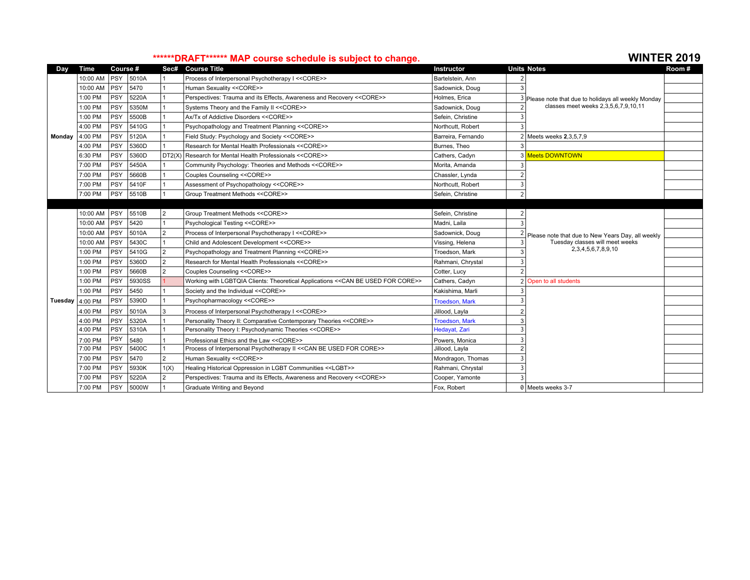**\*\*\*\*\*\*DRAFT\*\*\*\*\*\* MAP course schedule is subject to change.**

## WINTER 2019

| Day | Time | Course # | | Sec# | Course Title | Instructor | Units | Notes | Room # |
|---|---|---|---|---|---|---|---|---|---|
| Monday | 10:00 AM | PSY | 5010A | 1 | Process of Interpersonal Psychotherapy I <<CORE>> | Bartelstein, Ann | 2 | Please note that due to holidays all weekly Monday classes meet weeks 2,3,5,6,7,9,10,11 | |
| | 10:00 AM | PSY | 5470 | 1 | Human Sexuality <<CORE>> | Sadownick, Doug | 3 | | |
| | 1:00 PM | PSY | 5220A | 1 | Perspectives: Trauma and its Effects, Awareness and Recovery <<CORE>> | Holmes, Erica | 3 | | |
| | 1:00 PM | PSY | 5350M | 1 | Systems Theory and the Family II <<CORE>> | Sadownick, Doug | 2 | | |
| | 1:00 PM | PSY | 5500B | 1 | Ax/Tx of Addictive Disorders <<CORE>> | Sefein, Christine | 3 | | |
| | 4:00 PM | PSY | 5410G | 1 | Psychopathology and Treatment Planning <<CORE>> | Northcutt, Robert | 3 | | |
| | 4:00 PM | PSY | 5120A | 1 | Field Study: Psychology and Society <<CORE>> | Barreira, Fernando | 2 | Meets weeks **2**,3,5,7,9 | |
| | 4:00 PM | PSY | 5360D | 1 | Research for Mental Health Professionals <<CORE>> | Burnes, Theo | 3 | | |
| | 6:30 PM | PSY | 5360D | DT2(X) | Research for Mental Health Professionals <<CORE>> | Cathers, Cadyn | 3 | Meets DOWNTOWN | |
| | 7:00 PM | PSY | 5450A | 1 | Community Psychology: Theories and Methods <<CORE>> | Morita, Amanda | 3 | | |
| | 7:00 PM | PSY | 5660B | 1 | Couples Counseling <<CORE>> | Chassler, Lynda | 2 | | |
| | 7:00 PM | PSY | 5410F | 1 | Assessment of Psychopathology <<CORE>> | Northcutt, Robert | 3 | | |
| | 7:00 PM | PSY | 5510B | 1 | Group Treatment Methods <<CORE>> | Sefein, Christine | 2 | | |
| | | | | | | | | | |
| Tuesday | 10:00 AM | PSY | 5510B | 2 | Group Treatment Methods <<CORE>> | Sefein, Christine | 2 | Please note that due to New Years Day, all weekly Tuesday classes will meet weeks 2,3,4,5,6,7,8,9,10 | |
| | 10:00 AM | PSY | 5420 | 1 | Psychological Testing <<CORE>> | Madni, Laila | 3 | | |
| | 10:00 AM | PSY | 5010A | 2 | Process of Interpersonal Psychotherapy I <<CORE>> | Sadownick, Doug | 2 | | |
| | 10:00 AM | PSY | 5430C | 1 | Child and Adolescent Development <<CORE>> | Vissing, Helena | 3 | | |
| | 1:00 PM | PSY | 5410G | 2 | Psychopathology and Treatment Planning <<CORE>> | Troedson, Mark | 3 | | |
| | 1:00 PM | PSY | 5360D | 2 | Research for Mental Health Professionals <<CORE>> | Rahmani, Chrystal | 3 | | |
| | 1:00 PM | PSY | 5660B | 2 | Couples Counseling <<CORE>> | Cotter, Lucy | 2 | | |
| | 1:00 PM | PSY | 5930SS | 1 | Working with LGBTQIA Clients: Theoretical Applications <<CAN BE USED FOR CORE>> | Cathers, Cadyn | 2 | Open to all students | |
| | 1:00 PM | PSY | 5450 | 1 | Society and the Individual <<CORE>> | Kakishima, Marli | 3 | | |
| | 4:00 PM | PSY | 5390D | 1 | Psychopharmacology <<CORE>> | Troedson, Mark | 3 | | |
| | 4:00 PM | PSY | 5010A | 3 | Process of Interpersonal Psychotherapy I <<CORE>> | Jillood, Layla | 2 | | |
| | 4:00 PM | PSY | 5320A | 1 | Personality Theory II: Comparative Contemporary Theories <<CORE>> | Troedson, Mark | 3 | | |
| | 4:00 PM | PSY | 5310A | 1 | Personality Theory I: Psychodynamic Theories <<CORE>> | Hedayat, Zari | 3 | | |
| | 7:00 PM | PSY | 5480 | 1 | Professional Ethics and the Law <<CORE>> | Powers, Monica | 3 | | |
| | 7:00 PM | PSY | 5400C | 1 | Process of Interpersonal Psychotherapy II <<CAN BE USED FOR CORE>> | Jillood, Layla | 2 | | |
| | 7:00 PM | PSY | 5470 | 2 | Human Sexuality <<CORE>> | Mondragon, Thomas | 3 | | |
| | 7:00 PM | PSY | 5930K | 1(X) | Healing Historical Oppression in LGBT Communities <<LGBT>> | Rahmani, Chrystal | 3 | | |
| | 7:00 PM | PSY | 5220A | 2 | Perspectives: Trauma and its Effects, Awareness and Recovery <<CORE>> | Cooper, Yamonte | 3 | | |
| | 7:00 PM | PSY | 5000W | 1 | Graduate Writing and Beyond | Fox, Robert | 0 | Meets weeks 3-7 | |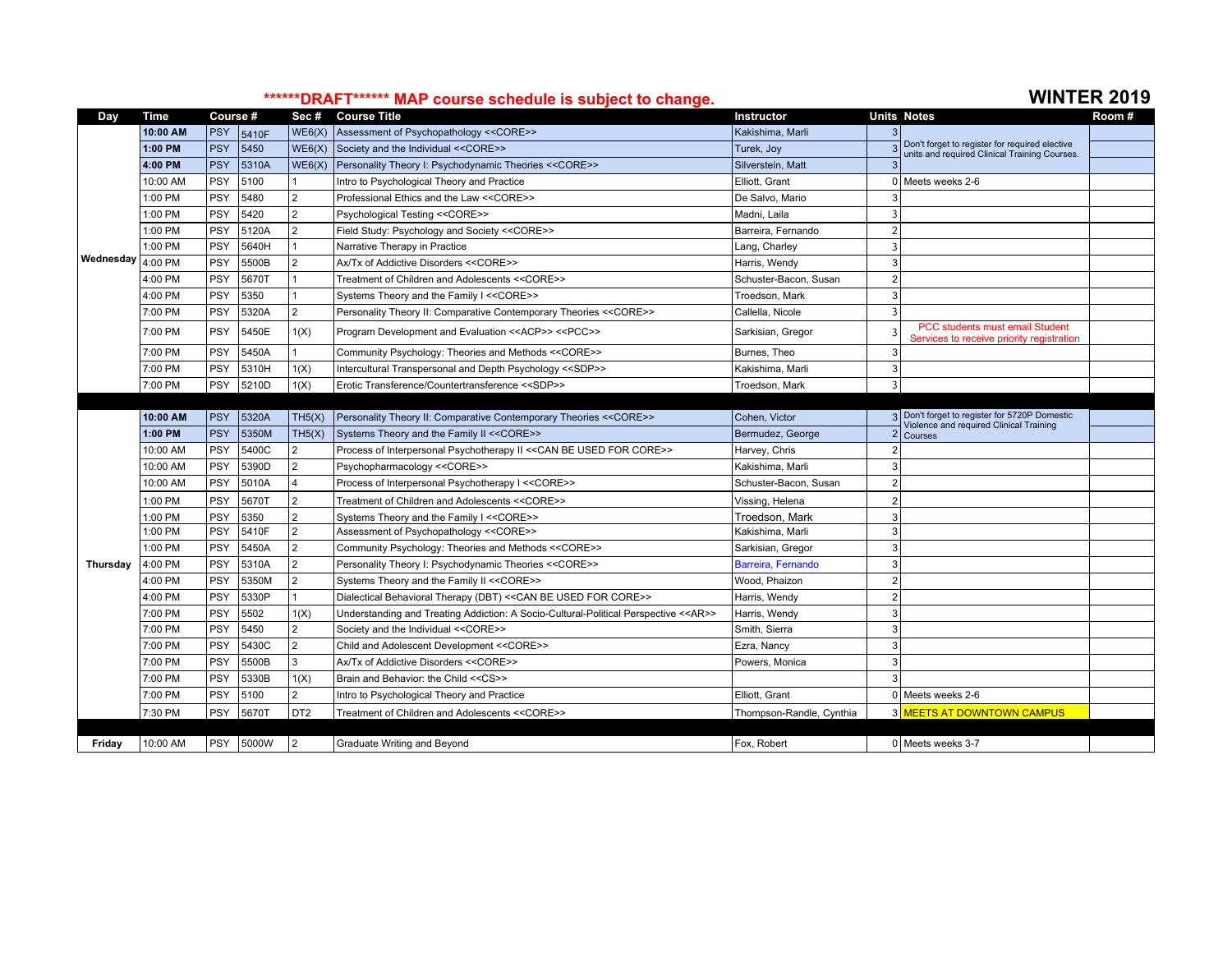******DRAFT****** MAP course schedule is subject to change.

# WINTER 2019

| Day | Time | Course # | | Sec # | Course Title | Instructor | Units | Notes | Room # |
|---|---|---|---|---|---|---|---|---|---|
| Wednesday | **10:00 AM** | PSY | 5410F | WE6(X) | Assessment of Psychopathology <<CORE>> | Kakishima, Marli | 3 | Don't forget to register for required elective units and required Clinical Training Courses. | |
| | **1:00 PM** | PSY | 5450 | WE6(X) | Society and the Individual <<CORE>> | Turek, Joy | 3 | | |
| | **4:00 PM** | PSY | 5310A | WE6(X) | Personality Theory I: Psychodynamic Theories <<CORE>> | Silverstein, Matt | 3 | | |
| | 10:00 AM | PSY | 5100 | 1 | Intro to Psychological Theory and Practice | Elliott, Grant | 0 | Meets weeks 2-6 | |
| | 1:00 PM | PSY | 5480 | 2 | Professional Ethics and the Law <<CORE>> | De Salvo, Mario | 3 | | |
| | 1:00 PM | PSY | 5420 | 2 | Psychological Testing <<CORE>> | Madni, Laila | 3 | | |
| | 1:00 PM | PSY | 5120A | 2 | Field Study: Psychology and Society <<CORE>> | Barreira, Fernando | 2 | | |
| | 1:00 PM | PSY | 5640H | 1 | Narrative Therapy in Practice | Lang, Charley | 3 | | |
| | 4:00 PM | PSY | 5500B | 2 | Ax/Tx of Addictive Disorders <<CORE>> | Harris, Wendy | 3 | | |
| | 4:00 PM | PSY | 5670T | 1 | Treatment of Children and Adolescents <<CORE>> | Schuster-Bacon, Susan | 2 | | |
| | 4:00 PM | PSY | 5350 | 1 | Systems Theory and the Family I <<CORE>> | Troedson, Mark | 3 | | |
| | 7:00 PM | PSY | 5320A | 2 | Personality Theory II: Comparative Contemporary Theories <<CORE>> | Callella, Nicole | 3 | | |
| | 7:00 PM | PSY | 5450E | 1(X) | Program Development and Evaluation <<ACP>> <<PCC>> | Sarkisian, Gregor | 3 | PCC students must email Student Services to receive priority registration | |
| | 7:00 PM | PSY | 5450A | 1 | Community Psychology: Theories and Methods <<CORE>> | Burnes, Theo | 3 | | |
| | 7:00 PM | PSY | 5310H | 1(X) | Intercultural Transpersonal and Depth Psychology <<SDP>> | Kakishima, Marli | 3 | | |
| | 7:00 PM | PSY | 5210D | 1(X) | Erotic Transference/Countertransference <<SDP>> | Troedson, Mark | 3 | | |
| Thursday | **10:00 AM** | PSY | 5320A | TH5(X) | Personality Theory II: Comparative Contemporary Theories <<CORE>> | Cohen, Victor | 3 | Don't forget to register for 5720P Domestic Violence and required Clinical Training Courses | |
| | **1:00 PM** | PSY | 5350M | TH5(X) | Systems Theory and the Family II <<CORE>> | Bermudez, George | 2 | | |
| | 10:00 AM | PSY | 5400C | 2 | Process of Interpersonal Psychotherapy II <<CAN BE USED FOR CORE>> | Harvey, Chris | 2 | | |
| | 10:00 AM | PSY | 5390D | 2 | Psychopharmacology <<CORE>> | Kakishima, Marli | 3 | | |
| | 10:00 AM | PSY | 5010A | 4 | Process of Interpersonal Psychotherapy I <<CORE>> | Schuster-Bacon, Susan | 2 | | |
| | 1:00 PM | PSY | 5670T | 2 | Treatment of Children and Adolescents <<CORE>> | Vissing, Helena | 2 | | |
| | 1:00 PM | PSY | 5350 | 2 | Systems Theory and the Family I <<CORE>> | Troedson, Mark | 3 | | |
| | 1:00 PM | PSY | 5410F | 2 | Assessment of Psychopathology <<CORE>> | Kakishima, Marli | 3 | | |
| | 1:00 PM | PSY | 5450A | 2 | Community Psychology: Theories and Methods <<CORE>> | Sarkisian, Gregor | 3 | | |
| | 4:00 PM | PSY | 5310A | 2 | Personality Theory I: Psychodynamic Theories <<CORE>> | Barreira, Fernando | 3 | | |
| | 4:00 PM | PSY | 5350M | 2 | Systems Theory and the Family II <<CORE>> | Wood, Phaizon | 2 | | |
| | 4:00 PM | PSY | 5330P | 1 | Dialectical Behavioral Therapy (DBT) <<CAN BE USED FOR CORE>> | Harris, Wendy | 2 | | |
| | 7:00 PM | PSY | 5502 | 1(X) | Understanding and Treating Addiction: A Socio-Cultural-Political Perspective <<AR>> | Harris, Wendy | 3 | | |
| | 7:00 PM | PSY | 5450 | 2 | Society and the Individual <<CORE>> | Smith, Sierra | 3 | | |
| | 7:00 PM | PSY | 5430C | 2 | Child and Adolescent Development <<CORE>> | Ezra, Nancy | 3 | | |
| | 7:00 PM | PSY | 5500B | 3 | Ax/Tx of Addictive Disorders <<CORE>> | Powers, Monica | 3 | | |
| | 7:00 PM | PSY | 5330B | 1(X) | Brain and Behavior: the Child <<CS>> | | 3 | | |
| | 7:00 PM | PSY | 5100 | 2 | Intro to Psychological Theory and Practice | Elliott, Grant | 0 | Meets weeks 2-6 | |
| | 7:30 PM | PSY | 5670T | DT2 | Treatment of Children and Adolescents <<CORE>> | Thompson-Randle, Cynthia | 3 | MEETS AT DOWNTOWN CAMPUS | |
| Friday | 10:00 AM | PSY | 5000W | 2 | Graduate Writing and Beyond | Fox, Robert | 0 | Meets weeks 3-7 | |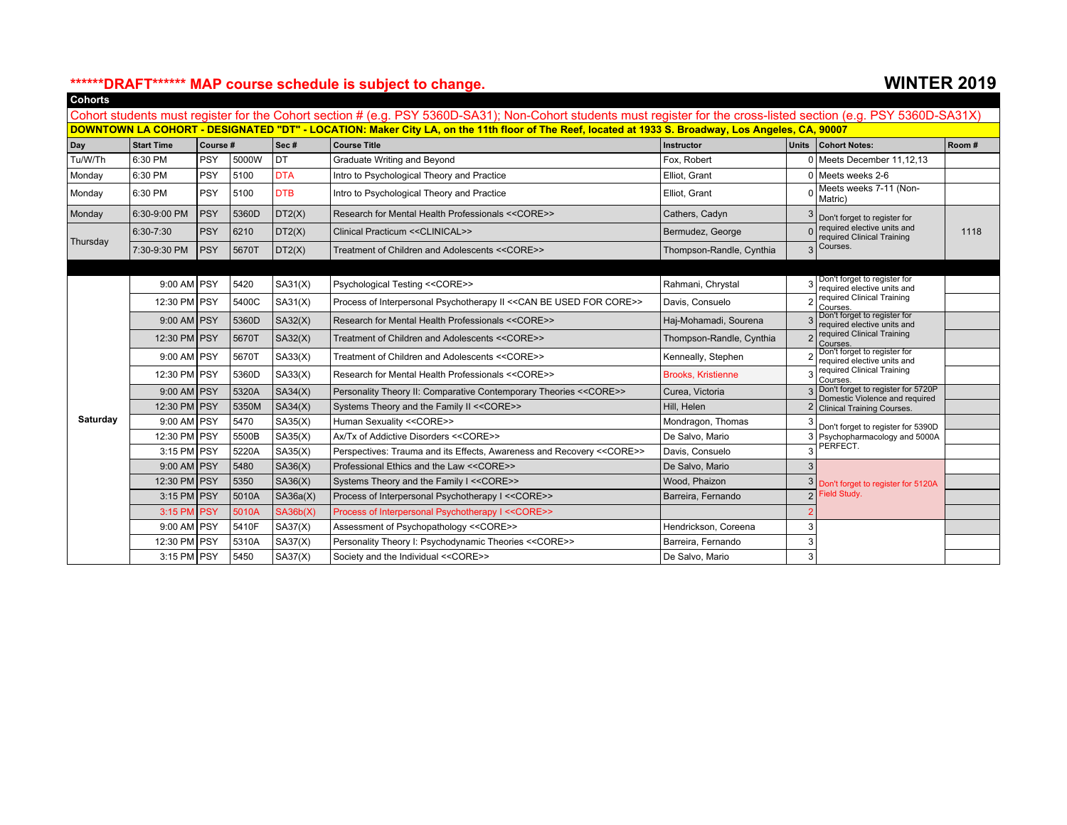**\*\*\*\*\*\*DRAFT\*\*\*\*\*\* MAP course schedule is subject to change.**

**WINTER 2019**

**Cohorts**

Cohort students must register for the Cohort section # (e.g. PSY 5360D-SA31); Non-Cohort students must register for the cross-listed section (e.g. PSY 5360D-SA31X)

**DOWNTOWN LA COHORT - DESIGNATED "DT" - LOCATION: Maker City LA, on the 11th floor of The Reef, located at 1933 S. Broadway, Los Angeles, CA, 90007**

| Day | Start Time | Course # | | Sec # | Course Title | Instructor | Units | Cohort Notes: | Room # |
|---|---|---|---|---|---|---|---|---|---|
| Tu/W/Th | 6:30 PM | PSY | 5000W | DT | Graduate Writing and Beyond | Fox, Robert | 0 | Meets December 11,12,13 | |
| Monday | 6:30 PM | PSY | 5100 | DTA | Intro to Psychological Theory and Practice | Elliot, Grant | 0 | Meets weeks 2-6 | |
| Monday | 6:30 PM | PSY | 5100 | DTB | Intro to Psychological Theory and Practice | Elliot, Grant | 0 | Meets weeks 7-11 (Non-Matric) | |
| Monday | 6:30-9:00 PM | PSY | 5360D | DT2(X) | Research for Mental Health Professionals <<CORE>> | Cathers, Cadyn | 3 | Don't forget to register for required elective units and required Clinical Training Courses. | 1118 |
| Thursday | 6:30-7:30 | PSY | 6210 | DT2(X) | Clinical Practicum <<CLINICAL>> | Bermudez, George | 0 | | |
| | 7:30-9:30 PM | PSY | 5670T | DT2(X) | Treatment of Children and Adolescents <<CORE>> | Thompson-Randle, Cynthia | 3 | | |
| | | | | | | | | | |
| Saturday | 9:00 AM | PSY | 5420 | SA31(X) | Psychological Testing <<CORE>> | Rahmani, Chrystal | 3 | Don't forget to register for required elective units and required Clinical Training Courses. | |
| | 12:30 PM | PSY | 5400C | SA31(X) | Process of Interpersonal Psychotherapy II <<CAN BE USED FOR CORE>> | Davis, Consuelo | 2 | | |
| | 9:00 AM | PSY | 5360D | SA32(X) | Research for Mental Health Professionals <<CORE>> | Haj-Mohamadi, Sourena | 3 | Don't forget to register for required elective units and required Clinical Training Courses. | |
| | 12:30 PM | PSY | 5670T | SA32(X) | Treatment of Children and Adolescents <<CORE>> | Thompson-Randle, Cynthia | 2 | | |
| | 9:00 AM | PSY | 5670T | SA33(X) | Treatment of Children and Adolescents <<CORE>> | Kenneally, Stephen | 2 | Don't forget to register for required elective units and required Clinical Training Courses. | |
| | 12:30 PM | PSY | 5360D | SA33(X) | Research for Mental Health Professionals <<CORE>> | Brooks, Kristienne | 3 | | |
| | 9:00 AM | PSY | 5320A | SA34(X) | Personality Theory II: Comparative Contemporary Theories <<CORE>> | Curea, Victoria | 3 | Don't forget to register for 5720P Domestic Violence and required Clinical Training Courses. | |
| | 12:30 PM | PSY | 5350M | SA34(X) | Systems Theory and the Family II <<CORE>> | Hill, Helen | 2 | | |
| | 9:00 AM | PSY | 5470 | SA35(X) | Human Sexuality <<CORE>> | Mondragon, Thomas | 3 | Don't forget to register for 5390D Psychopharmacology and 5000A PERFECT. | |
| | 12:30 PM | PSY | 5500B | SA35(X) | Ax/Tx of Addictive Disorders <<CORE>> | De Salvo, Mario | 3 | | |
| | 3:15 PM | PSY | 5220A | SA35(X) | Perspectives: Trauma and its Effects, Awareness and Recovery <<CORE>> | Davis, Consuelo | 3 | | |
| | 9:00 AM | PSY | 5480 | SA36(X) | Professional Ethics and the Law <<CORE>> | De Salvo, Mario | 3 | Don't forget to register for 5120A Field Study. | |
| | 12:30 PM | PSY | 5350 | SA36(X) | Systems Theory and the Family I <<CORE>> | Wood, Phaizon | 3 | | |
| | 3:15 PM | PSY | 5010A | SA36a(X) | Process of Interpersonal Psychotherapy I <<CORE>> | Barreira, Fernando | 2 | | |
| | 3:15 PM | PSY | 5010A | SA36b(X) | Process of Interpersonal Psychotherapy I <<CORE>> | | 2 | | |
| | 9:00 AM | PSY | 5410F | SA37(X) | Assessment of Psychopathology <<CORE>> | Hendrickson, Coreena | 3 | | |
| | 12:30 PM | PSY | 5310A | SA37(X) | Personality Theory I: Psychodynamic Theories <<CORE>> | Barreira, Fernando | 3 | | |
| | 3:15 PM | PSY | 5450 | SA37(X) | Society and the Individual <<CORE>> | De Salvo, Mario | 3 | | |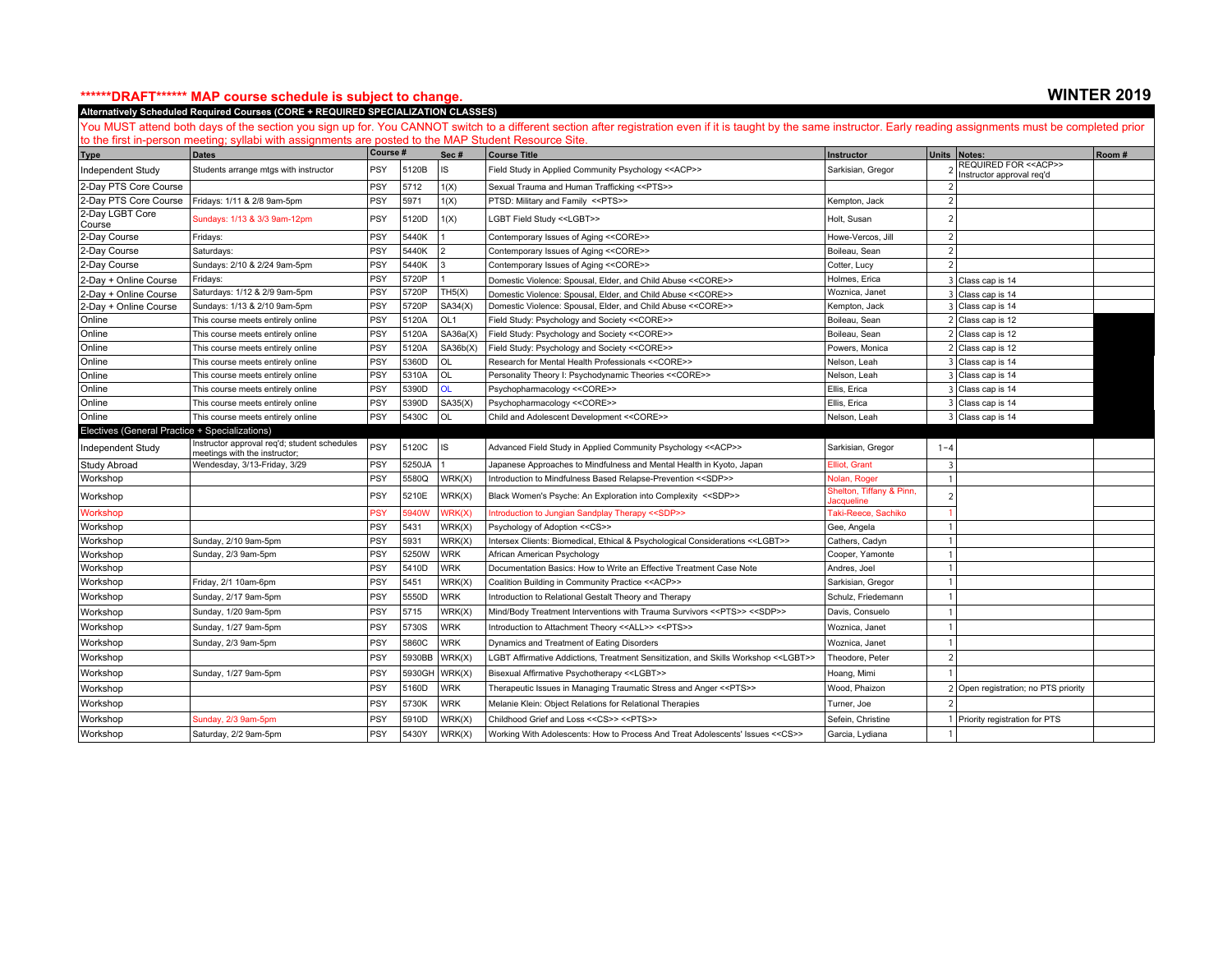**\*\*\*\*\*\*DRAFT\*\*\*\*\*\* MAP course schedule is subject to change.**

**WINTER 2019**

**Alternatively Scheduled Required Courses (CORE + REQUIRED SPECIALIZATION CLASSES)**

You MUST attend both days of the section you sign up for. You CANNOT switch to a different section after registration even if it is taught by the same instructor. Early reading assignments must be completed prior to the first in-person meeting; syllabi with assignments are posted to the MAP Student Resource Site.

| Type | Dates | Course # | | Sec # | Course Title | Instructor | Units | Notes: | Room # |
|---|---|---|---|---|---|---|---|---|---|
| Independent Study | Students arrange mtgs with instructor | PSY | 5120B | IS | Field Study in Applied Community Psychology <<ACP>> | Sarkisian, Gregor | 2 | REQUIRED FOR <<ACP>> Instructor approval req'd | |
| 2-Day PTS Core Course | | PSY | 5712 | 1(X) | Sexual Trauma and Human Trafficking <<PTS>> | | 2 | | |
| 2-Day PTS Core Course | Fridays: 1/11 & 2/8 9am-5pm | PSY | 5971 | 1(X) | PTSD: Military and Family <<PTS>> | Kempton, Jack | 2 | | |
| 2-Day LGBT Core Course | Sundays: 1/13 & 3/3 9am-12pm | PSY | 5120D | 1(X) | LGBT Field Study <<LGBT>> | Holt, Susan | 2 | | |
| 2-Day Course | Fridays: | PSY | 5440K | 1 | Contemporary Issues of Aging <<CORE>> | Howe-Vercos, Jill | 2 | | |
| 2-Day Course | Saturdays: | PSY | 5440K | 2 | Contemporary Issues of Aging <<CORE>> | Boileau, Sean | 2 | | |
| 2-Day Course | Sundays: 2/10 & 2/24 9am-5pm | PSY | 5440K | 3 | Contemporary Issues of Aging <<CORE>> | Cotter, Lucy | 2 | | |
| 2-Day + Online Course | Fridays: | PSY | 5720P | 1 | Domestic Violence: Spousal, Elder, and Child Abuse <<CORE>> | Holmes, Erica | 3 | Class cap is 14 | |
| 2-Day + Online Course | Saturdays: 1/12 & 2/9 9am-5pm | PSY | 5720P | TH5(X) | Domestic Violence: Spousal, Elder, and Child Abuse <<CORE>> | Woznica, Janet | 3 | Class cap is 14 | |
| 2-Day + Online Course | Sundays: 1/13 & 2/10 9am-5pm | PSY | 5720P | SA34(X) | Domestic Violence: Spousal, Elder, and Child Abuse <<CORE>> | Kempton, Jack | 3 | Class cap is 14 | |
| Online | This course meets entirely online | PSY | 5120A | OL1 | Field Study: Psychology and Society <<CORE>> | Boileau, Sean | 2 | Class cap is 12 | |
| Online | This course meets entirely online | PSY | 5120A | SA36a(X) | Field Study: Psychology and Society <<CORE>> | Boileau, Sean | 2 | Class cap is 12 | |
| Online | This course meets entirely online | PSY | 5120A | SA36b(X) | Field Study: Psychology and Society <<CORE>> | Powers, Monica | 2 | Class cap is 12 | |
| Online | This course meets entirely online | PSY | 5360D | OL | Research for Mental Health Professionals <<CORE>> | Nelson, Leah | 3 | Class cap is 14 | |
| Online | This course meets entirely online | PSY | 5310A | OL | Personality Theory I: Psychodynamic Theories <<CORE>> | Nelson, Leah | 3 | Class cap is 14 | |
| Online | This course meets entirely online | PSY | 5390D | OL | Psychopharmacology <<CORE>> | Ellis, Erica | 3 | Class cap is 14 | |
| Online | This course meets entirely online | PSY | 5390D | SA35(X) | Psychopharmacology <<CORE>> | Ellis, Erica | 3 | Class cap is 14 | |
| Online | This course meets entirely online | PSY | 5430C | OL | Child and Adolescent Development <<CORE>> | Nelson, Leah | 3 | Class cap is 14 | |
| **Electives (General Practice + Specializations)** | | | | | | | | | |
| Independent Study | Instructor approval req'd; student schedules meetings with the instructor; | PSY | 5120C | IS | Advanced Field Study in Applied Community Psychology <<ACP>> | Sarkisian, Gregor | 1~4 | | |
| Study Abroad | Wendesday, 3/13-Friday, 3/29 | PSY | 5250JA | 1 | Japanese Approaches to Mindfulness and Mental Health in Kyoto, Japan | Elliot, Grant | 3 | | |
| Workshop | | PSY | 5580Q | WRK(X) | Introduction to Mindfulness Based Relapse-Prevention <<SDP>> | Nolan, Roger | 1 | | |
| Workshop | | PSY | 5210E | WRK(X) | Black Women's Psyche: An Exploration into Complexity <<SDP>> | Shelton, Tiffany & Pinn, Jacqueline | 2 | | |
| Workshop | | PSY | 5940W | WRK(X) | Introduction to Jungian Sandplay Therapy <<SDP>> | Taki-Reece, Sachiko | 1 | | |
| Workshop | | PSY | 5431 | WRK(X) | Psychology of Adoption <<CS>> | Gee, Angela | 1 | | |
| Workshop | Sunday, 2/10 9am-5pm | PSY | 5931 | WRK(X) | Intersex Clients: Biomedical, Ethical & Psychological Considerations <<LGBT>> | Cathers, Cadyn | 1 | | |
| Workshop | Sunday, 2/3 9am-5pm | PSY | 5250W | WRK | African American Psychology | Cooper, Yamonte | 1 | | |
| Workshop | | PSY | 5410D | WRK | Documentation Basics: How to Write an Effective Treatment Case Note | Andres, Joel | 1 | | |
| Workshop | Friday, 2/1 10am-6pm | PSY | 5451 | WRK(X) | Coalition Building in Community Practice <<ACP>> | Sarkisian, Gregor | 1 | | |
| Workshop | Sunday, 2/17 9am-5pm | PSY | 5550D | WRK | Introduction to Relational Gestalt Theory and Therapy | Schulz, Friedemann | 1 | | |
| Workshop | Sunday, 1/20 9am-5pm | PSY | 5715 | WRK(X) | Mind/Body Treatment Interventions with Trauma Survivors <<PTS>> <<SDP>> | Davis, Consuelo | 1 | | |
| Workshop | Sunday, 1/27 9am-5pm | PSY | 5730S | WRK | Introduction to Attachment Theory <<ALL>> <<PTS>> | Woznica, Janet | 1 | | |
| Workshop | Sunday, 2/3 9am-5pm | PSY | 5860C | WRK | Dynamics and Treatment of Eating Disorders | Woznica, Janet | 1 | | |
| Workshop | | PSY | 5930BB | WRK(X) | LGBT Affirmative Addictions, Treatment Sensitization, and Skills Workshop <<LGBT>> | Theodore, Peter | 2 | | |
| Workshop | Sunday, 1/27 9am-5pm | PSY | 5930GH | WRK(X) | Bisexual Affirmative Psychotherapy <<LGBT>> | Hoang, Mimi | 1 | | |
| Workshop | | PSY | 5160D | WRK | Therapeutic Issues in Managing Traumatic Stress and Anger <<PTS>> | Wood, Phaizon | 2 | Open registration; no PTS priority | |
| Workshop | | PSY | 5730K | WRK | Melanie Klein: Object Relations for Relational Therapies | Turner, Joe | 2 | | |
| Workshop | Sunday, 2/3 9am-5pm | PSY | 5910D | WRK(X) | Childhood Grief and Loss <<CS>> <<PTS>> | Sefein, Christine | 1 | Priority registration for PTS | |
| Workshop | Saturday, 2/2 9am-5pm | PSY | 5430Y | WRK(X) | Working With Adolescents: How to Process And Treat Adolescents' Issues <<CS>> | Garcia, Lydiana | 1 | | |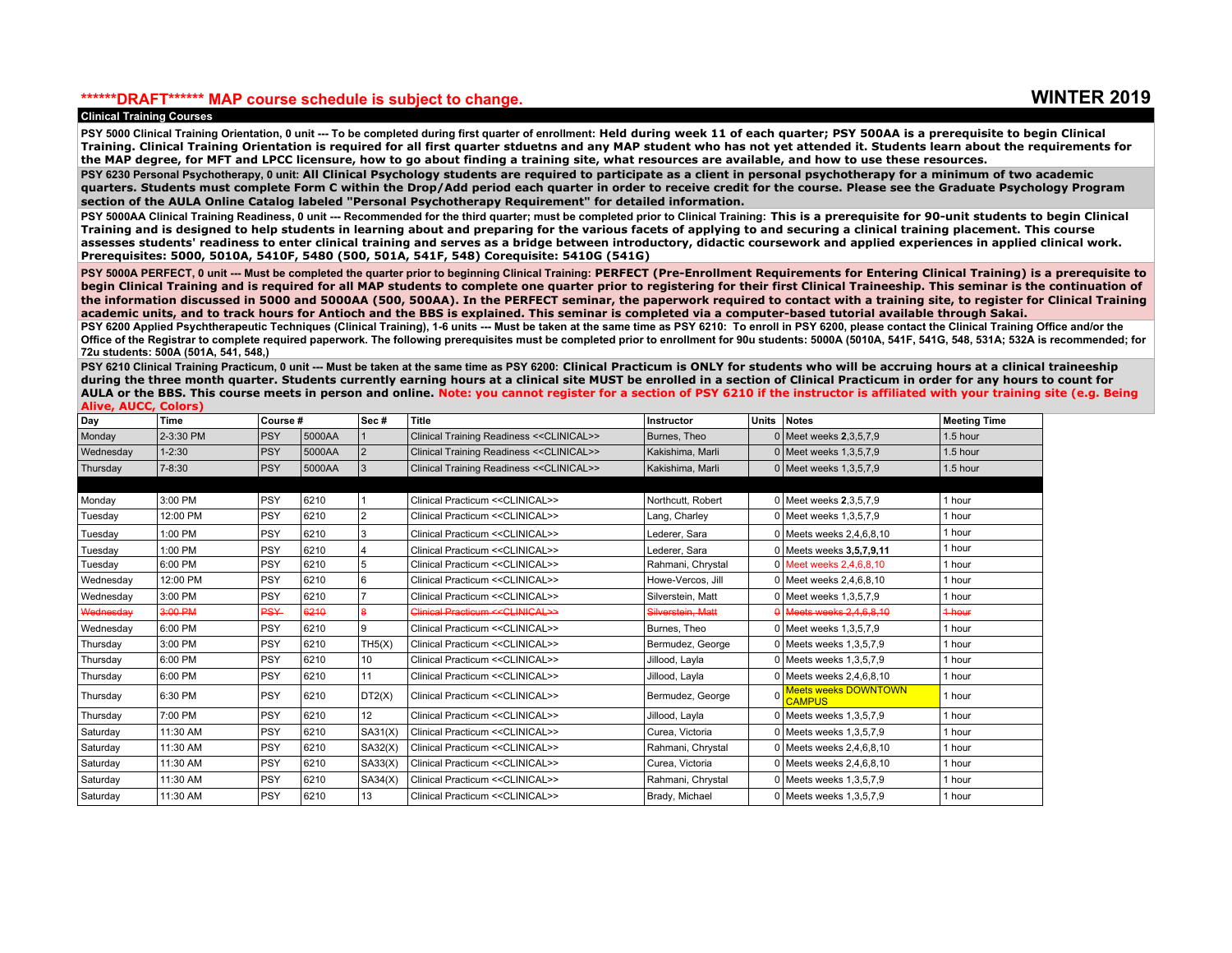**\*\*\*\*\*\*DRAFT\*\*\*\*\*\* MAP course schedule is subject to change.**

## WINTER 2019

### Clinical Training Courses

**PSY 5000 Clinical Training Orientation, 0 unit --- To be completed during first quarter of enrollment: Held during week 11 of each quarter; PSY 500AA is a prerequisite to begin Clinical Training. Clinical Training Orientation is required for all first quarter stduetns and any MAP student who has not yet attended it. Students learn about the requirements for the MAP degree, for MFT and LPCC licensure, how to go about finding a training site, what resources are available, and how to use these resources.**

**PSY 6230 Personal Psychotherapy, 0 unit: All Clinical Psychology students are required to participate as a client in personal psychotherapy for a minimum of two academic quarters. Students must complete Form C within the Drop/Add period each quarter in order to receive credit for the course. Please see the Graduate Psychology Program section of the AULA Online Catalog labeled "Personal Psychotherapy Requirement" for detailed information.**

**PSY 5000AA Clinical Training Readiness, 0 unit --- Recommended for the third quarter; must be completed prior to Clinical Training: This is a prerequisite for 90-unit students to begin Clinical Training and is designed to help students in learning about and preparing for the various facets of applying to and securing a clinical training placement. This course assesses students' readiness to enter clinical training and serves as a bridge between introductory, didactic coursework and applied experiences in applied clinical work. Prerequisites: 5000, 5010A, 5410F, 5480 (500, 501A, 541F, 548) Corequisite: 5410G (541G)**

**PSY 5000A PERFECT, 0 unit --- Must be completed the quarter prior to beginning Clinical Training: PERFECT (Pre-Enrollment Requirements for Entering Clinical Training) is a prerequisite to begin Clinical Training and is required for all MAP students to complete one quarter prior to registering for their first Clinical Traineeship. This seminar is the continuation of the information discussed in 5000 and 5000AA (500, 500AA). In the PERFECT seminar, the paperwork required to contact with a training site, to register for Clinical Training academic units, and to track hours for Antioch and the BBS is explained. This seminar is completed via a computer-based tutorial available through Sakai.**

**PSY 6200 Applied Psychtherapeutic Techniques (Clinical Training), 1-6 units --- Must be taken at the same time as PSY 6210: To enroll in PSY 6200, please contact the Clinical Training Office and/or the Office of the Registrar to complete required paperwork. The following prerequisites must be completed prior to enrollment for 90u students: 5000A (5010A, 541F, 541G, 548, 531A; 532A is recommended; for 72u students: 500A (501A, 541, 548,)**

**PSY 6210 Clinical Training Practicum, 0 unit --- Must be taken at the same time as PSY 6200: Clinical Practicum is ONLY for students who will be accruing hours at a clinical traineeship during the three month quarter. Students currently earning hours at a clinical site MUST be enrolled in a section of Clinical Practicum in order for any hours to count for AULA or the BBS. This course meets in person and online. Note: you cannot register for a section of PSY 6210 if the instructor is affiliated with your training site (e.g. Being Alive, AUCC, Colors)**

| Day | Time | Course # | | Sec # | Title | Instructor | Units | Notes | Meeting Time |
|---|---|---|---|---|---|---|---|---|---|
| Monday | 2-3:30 PM | PSY | 5000AA | 1 | Clinical Training Readiness <<CLINICAL>> | Burnes, Theo | 0 | Meet weeks **2**,3,5,7,9 | 1.5 hour |
| Wednesday | 1-2:30 | PSY | 5000AA | 2 | Clinical Training Readiness <<CLINICAL>> | Kakishima, Marli | 0 | Meet weeks 1,3,5,7,9 | 1.5 hour |
| Thursday | 7-8:30 | PSY | 5000AA | 3 | Clinical Training Readiness <<CLINICAL>> | Kakishima, Marli | 0 | Meet weeks 1,3,5,7,9 | 1.5 hour |
| | | | | | | | | | |
| Monday | 3:00 PM | PSY | 6210 | 1 | Clinical Practicum <<CLINICAL>> | Northcutt, Robert | 0 | Meet weeks **2**,3,5,7,9 | 1 hour |
| Tuesday | 12:00 PM | PSY | 6210 | 2 | Clinical Practicum <<CLINICAL>> | Lang, Charley | 0 | Meet weeks 1,3,5,7,9 | 1 hour |
| Tuesday | 1:00 PM | PSY | 6210 | 3 | Clinical Practicum <<CLINICAL>> | Lederer, Sara | 0 | Meets weeks 2,4,6,8,10 | 1 hour |
| Tuesday | 1:00 PM | PSY | 6210 | 4 | Clinical Practicum <<CLINICAL>> | Lederer, Sara | 0 | Meets weeks **3,5,7,9,11** | 1 hour |
| Tuesday | 6:00 PM | PSY | 6210 | 5 | Clinical Practicum <<CLINICAL>> | Rahmani, Chrystal | 0 | Meet weeks 2,4,6,8,10 | 1 hour |
| Wednesday | 12:00 PM | PSY | 6210 | 6 | Clinical Practicum <<CLINICAL>> | Howe-Vercos, Jill | 0 | Meet weeks 2,4,6,8,10 | 1 hour |
| Wednesday | 3:00 PM | PSY | 6210 | 7 | Clinical Practicum <<CLINICAL>> | Silverstein, Matt | 0 | Meet weeks 1,3,5,7,9 | 1 hour |
| ~~Wednesday~~ | ~~3:00 PM~~ | ~~PSY~~ | ~~6210~~ | ~~8~~ | ~~Clinical Practicum <<CLINICAL>>~~ | ~~Silverstein, Matt~~ | ~~0~~ | ~~Meets weeks 2,4,6,8,10~~ | ~~1 hour~~ |
| Wednesday | 6:00 PM | PSY | 6210 | 9 | Clinical Practicum <<CLINICAL>> | Burnes, Theo | 0 | Meet weeks 1,3,5,7,9 | 1 hour |
| Thursday | 3:00 PM | PSY | 6210 | TH5(X) | Clinical Practicum <<CLINICAL>> | Bermudez, George | 0 | Meets weeks 1,3,5,7,9 | 1 hour |
| Thursday | 6:00 PM | PSY | 6210 | 10 | Clinical Practicum <<CLINICAL>> | Jillood, Layla | 0 | Meets weeks 1,3,5,7,9 | 1 hour |
| Thursday | 6:00 PM | PSY | 6210 | 11 | Clinical Practicum <<CLINICAL>> | Jillood, Layla | 0 | Meets weeks 2,4,6,8,10 | 1 hour |
| Thursday | 6:30 PM | PSY | 6210 | DT2(X) | Clinical Practicum <<CLINICAL>> | Bermudez, George | 0 | Meets weeks DOWNTOWN CAMPUS | 1 hour |
| Thursday | 7:00 PM | PSY | 6210 | 12 | Clinical Practicum <<CLINICAL>> | Jillood, Layla | 0 | Meets weeks 1,3,5,7,9 | 1 hour |
| Saturday | 11:30 AM | PSY | 6210 | SA31(X) | Clinical Practicum <<CLINICAL>> | Curea, Victoria | 0 | Meets weeks 1,3,5,7,9 | 1 hour |
| Saturday | 11:30 AM | PSY | 6210 | SA32(X) | Clinical Practicum <<CLINICAL>> | Rahmani, Chrystal | 0 | Meets weeks 2,4,6,8,10 | 1 hour |
| Saturday | 11:30 AM | PSY | 6210 | SA33(X) | Clinical Practicum <<CLINICAL>> | Curea, Victoria | 0 | Meets weeks 2,4,6,8,10 | 1 hour |
| Saturday | 11:30 AM | PSY | 6210 | SA34(X) | Clinical Practicum <<CLINICAL>> | Rahmani, Chrystal | 0 | Meets weeks 1,3,5,7,9 | 1 hour |
| Saturday | 11:30 AM | PSY | 6210 | 13 | Clinical Practicum <<CLINICAL>> | Brady, Michael | 0 | Meets weeks 1,3,5,7,9 | 1 hour |